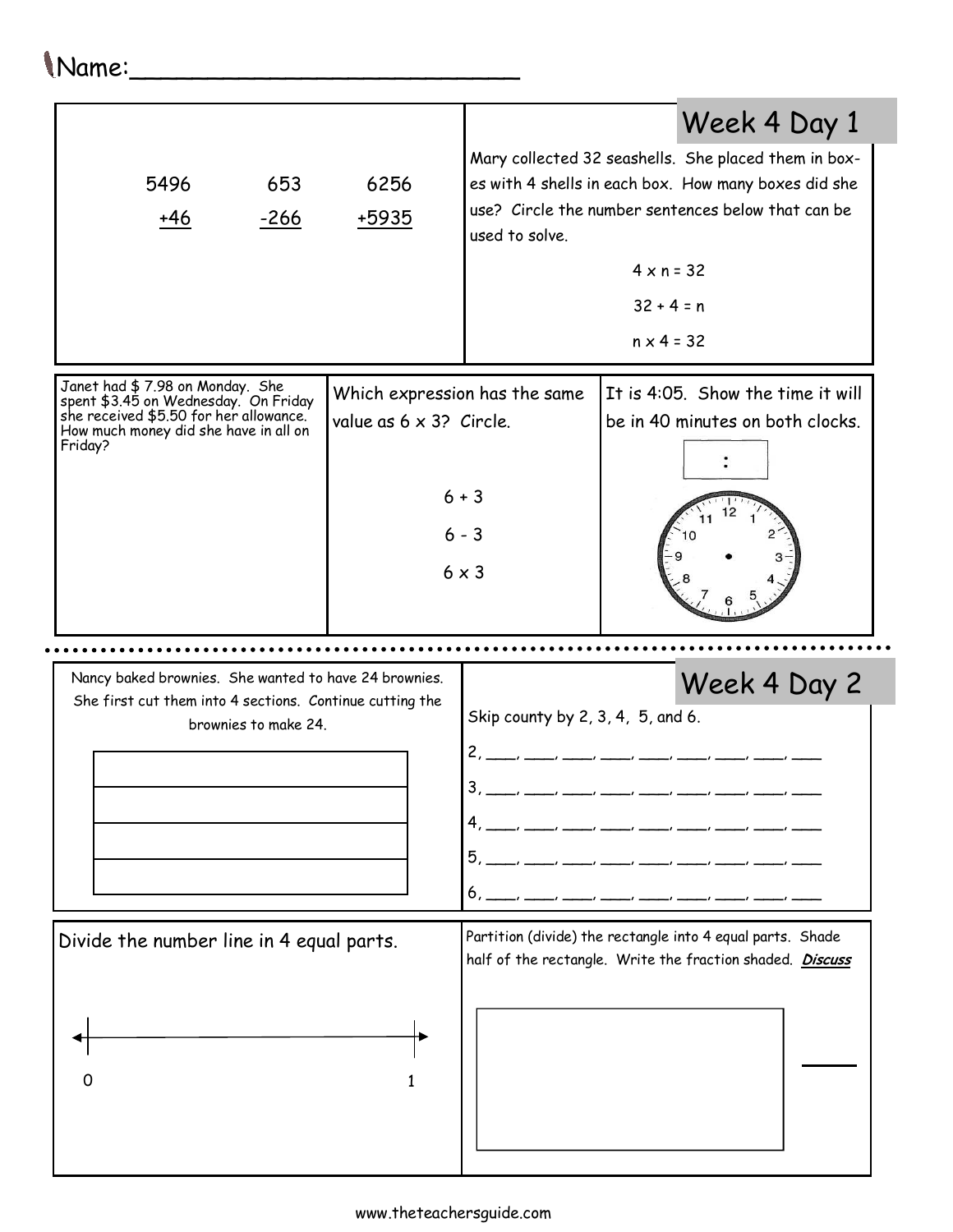Name:___________________________

## Week 4 Day 1

5496
+46

653
-266

6256
+5935

Mary collected 32 seashells. She placed them in boxes with 4 shells in each box. How many boxes did she use? Circle the number sentences below that can be used to solve.

4 x n = 32

32 + 4 = n

n x 4 = 32

Janet had $ 7.98 on Monday. She spent $3.45 on Wednesday. On Friday she received $5.50 for her allowance. How much money did she have in all on Friday?

Which expression has the same value as 6 x 3? Circle.

6 + 3

6 - 3

6 x 3

It is 4:05. Show the time it will be in 40 minutes on both clocks.

:

## Week 4 Day 2

Nancy baked brownies. She wanted to have 24 brownies. She first cut them into 4 sections. Continue cutting the brownies to make 24.

Skip county by 2, 3, 4, 5, and 6.

2, ___, ___, ___, ___, ___, ___, ___, ___, ___

3, ___, ___, ___, ___, ___, ___, ___, ___, ___

4, ___, ___, ___, ___, ___, ___, ___, ___, ___

5, ___, ___, ___, ___, ___, ___, ___, ___, ___

6, ___, ___, ___, ___, ___, ___, ___, ___, ___

Divide the number line in 4 equal parts.

0 &nbsp;&nbsp;&nbsp;&nbsp;&nbsp;&nbsp;&nbsp;&nbsp;&nbsp;&nbsp;&nbsp;&nbsp;&nbsp;&nbsp;&nbsp;&nbsp;&nbsp;&nbsp;&nbsp;&nbsp; 1

Partition (divide) the rectangle into 4 equal parts. Shade half of the rectangle. Write the fraction shaded. ***Discuss***

___

www.theteachersguide.com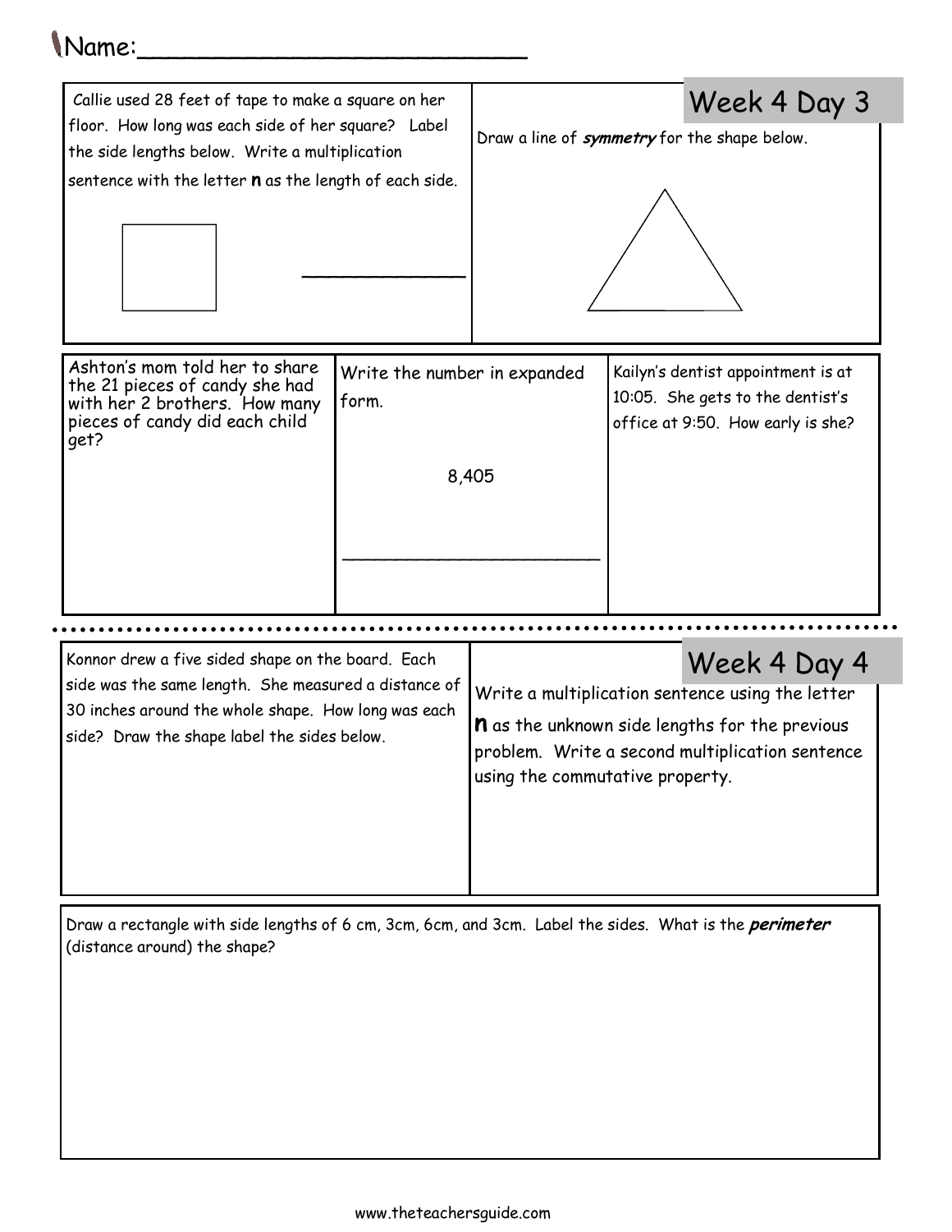Name:___________________________

## Week 4 Day 3

Callie used 28 feet of tape to make a square on her floor. How long was each side of her square? Label the side lengths below. Write a multiplication sentence with the letter **n** as the length of each side.

______________

Draw a line of ***symmetry*** for the shape below.

Ashton's mom told her to share the 21 pieces of candy she had with her 2 brothers. How many pieces of candy did each child get?

Write the number in expanded form.

8,405

___________________________

Kailyn's dentist appointment is at 10:05. She gets to the dentist's office at 9:50. How early is she?

## Week 4 Day 4

Konnor drew a five sided shape on the board. Each side was the same length. She measured a distance of 30 inches around the whole shape. How long was each side? Draw the shape label the sides below.

Write a multiplication sentence using the letter **n** as the unknown side lengths for the previous problem. Write a second multiplication sentence using the commutative property.

Draw a rectangle with side lengths of 6 cm, 3cm, 6cm, and 3cm. Label the sides. What is the ***perimeter*** (distance around) the shape?

www.theteachersguide.com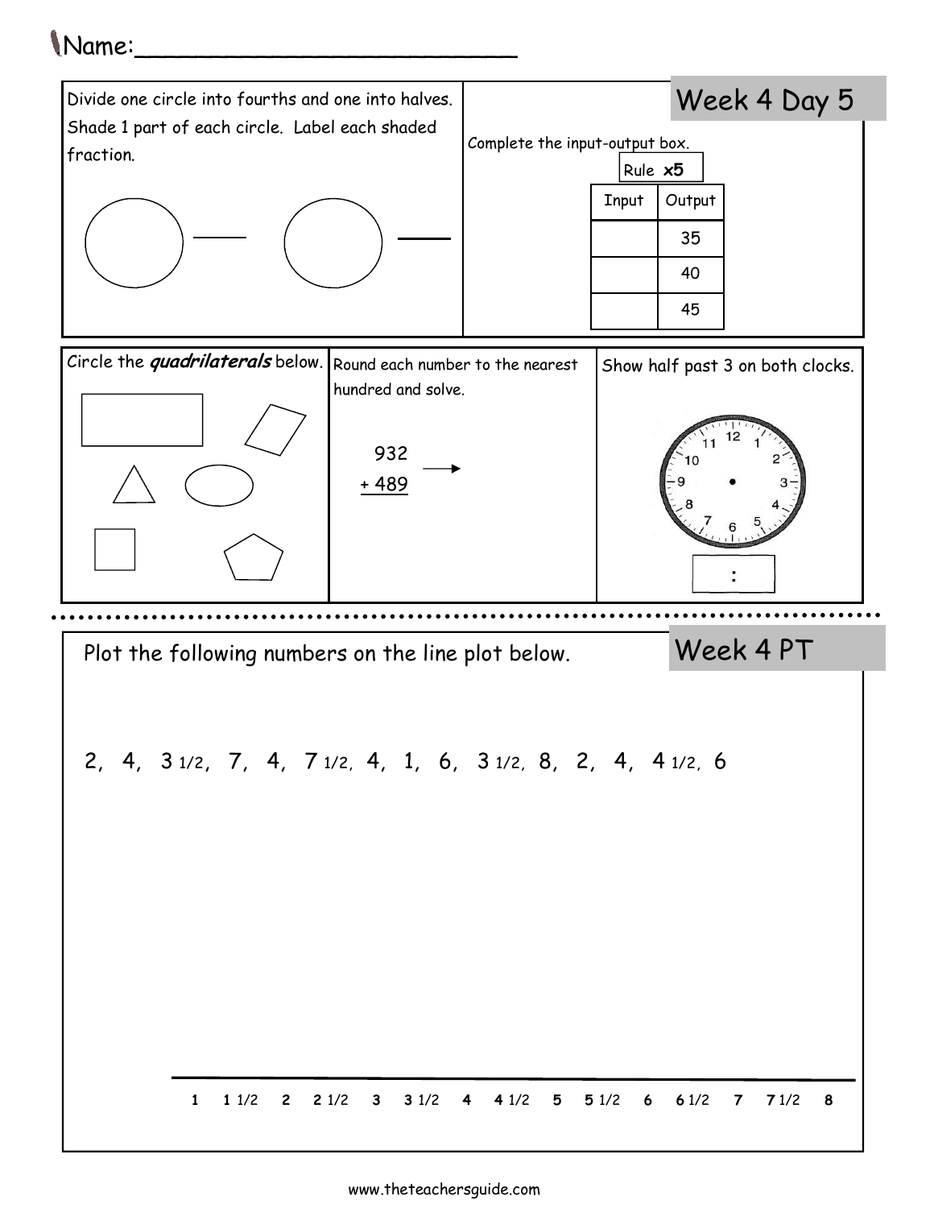Name:___________________________

## Week 4 Day 5

Divide one circle into fourths and one into halves. Shade 1 part of each circle. Label each shaded fraction.

Complete the input-output box.

Rule **x5**

| Input | Output |
|---|---|
| | 35 |
| | 40 |
| | 45 |

Circle the ***quadrilaterals*** below.

Round each number to the nearest hundred and solve.

$$\begin{array}{r} 932 \\ +\ 489 \\ \hline \end{array} \rightarrow$$

Show half past 3 on both clocks.

:

## Week 4 PT

Plot the following numbers on the line plot below.

2, 4, 3 1/2, 7, 4, 7 1/2, 4, 1, 6, 3 1/2, 8, 2, 4, 4 1/2, 6

1 1 1/2 2 2 1/2 3 3 1/2 4 4 1/2 5 5 1/2 6 6 1/2 7 7 1/2 8

www.theteachersguide.com